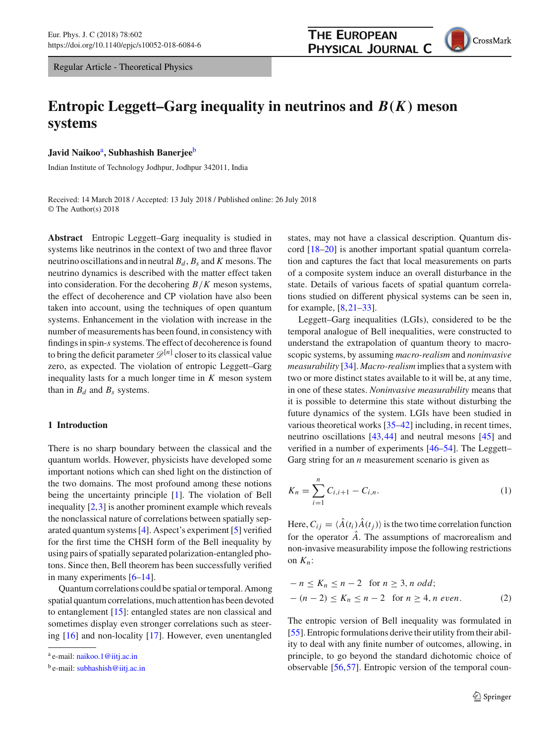Regular Article - Theoretical Physics

# Entropic Leggett–Garg inequality in neutrinos and $B(K)$ meson systems

**Javid Naikoo**[a], **Subhashish Banerjee**[b]

Indian Institute of Technology Jodhpur, Jodhpur 342011, India

Received: 14 March 2018 / Accepted: 13 July 2018 / Published online: 26 July 2018
© The Author(s) 2018

**Abstract** Entropic Leggett–Garg inequality is studied in systems like neutrinos in the context of two and three flavor neutrino oscillations and in neutral $B_d$, $B_s$ and $K$ mesons. The neutrino dynamics is described with the matter effect taken into consideration. For the decohering $B/K$ meson systems, the effect of decoherence and CP violation have also been taken into account, using the techniques of open quantum systems. Enhancement in the violation with increase in the number of measurements has been found, in consistency with findings in spin-$s$ systems. The effect of decoherence is found to bring the deficit parameter $\mathscr{D}^{[n]}$ closer to its classical value zero, as expected. The violation of entropic Leggett–Garg inequality lasts for a much longer time in $K$ meson system than in $B_d$ and $B_s$ systems.

## 1 Introduction

There is no sharp boundary between the classical and the quantum worlds. However, physicists have developed some important notions which can shed light on the distinction of the two domains. The most profound among these notions being the uncertainty principle [1]. The violation of Bell inequality [2,3] is another prominent example which reveals the nonclassical nature of correlations between spatially separated quantum systems [4]. Aspect's experiment [5] verified for the first time the CHSH form of the Bell inequality by using pairs of spatially separated polarization-entangled photons. Since then, Bell theorem has been successfully verified in many experiments [6–14].

Quantum correlations could be spatial or temporal. Among spatial quantum correlations, much attention has been devoted to entanglement [15]: entangled states are non classical and sometimes display even stronger correlations such as steering [16] and non-locality [17]. However, even unentangled states, may not have a classical description. Quantum discord [18–20] is another important spatial quantum correlation and captures the fact that local measurements on parts of a composite system induce an overall disturbance in the state. Details of various facets of spatial quantum correlations studied on different physical systems can be seen in, for example, [8,21–33].

Leggett–Garg inequalities (LGIs), considered to be the temporal analogue of Bell inequalities, were constructed to understand the extrapolation of quantum theory to macroscopic systems, by assuming *macro-realism* and *noninvasive measurability* [34]. *Macro-realism* implies that a system with two or more distinct states available to it will be, at any time, in one of these states. *Noninvasive measurability* means that it is possible to determine this state without disturbing the future dynamics of the system. LGIs have been studied in various theoretical works [35–42] including, in recent times, neutrino oscillations [43,44] and neutral mesons [45] and verified in a number of experiments [46–54]. The Leggett–Garg string for an $n$ measurement scenario is given as

$$K_n = \sum_{i=1}^{n} C_{i,i+1} - C_{i,n}. \tag{1}$$

Here, $C_{ij} = \langle \hat{A}(t_i)\hat{A}(t_j)\rangle$ is the two time correlation function for the operator $\hat{A}$. The assumptions of macrorealism and non-invasive measurability impose the following restrictions on $K_n$:

$$\begin{aligned} &-n \leq K_n \leq n-2 \quad \text{for } n \geq 3, n \text{ odd};\\ &-(n-2) \leq K_n \leq n-2 \quad \text{for } n \geq 4, n \text{ even}. \end{aligned} \tag{2}$$

The entropic version of Bell inequality was formulated in [55]. Entropic formulations derive their utility from their ability to deal with any finite number of outcomes, allowing, in principle, to go beyond the standard dichotomic choice of observable [56,57]. Entropic version of the temporal coun-

---
[a] e-mail: naikoo.1@iitj.ac.in
[b] e-mail: subhashish@iitj.ac.in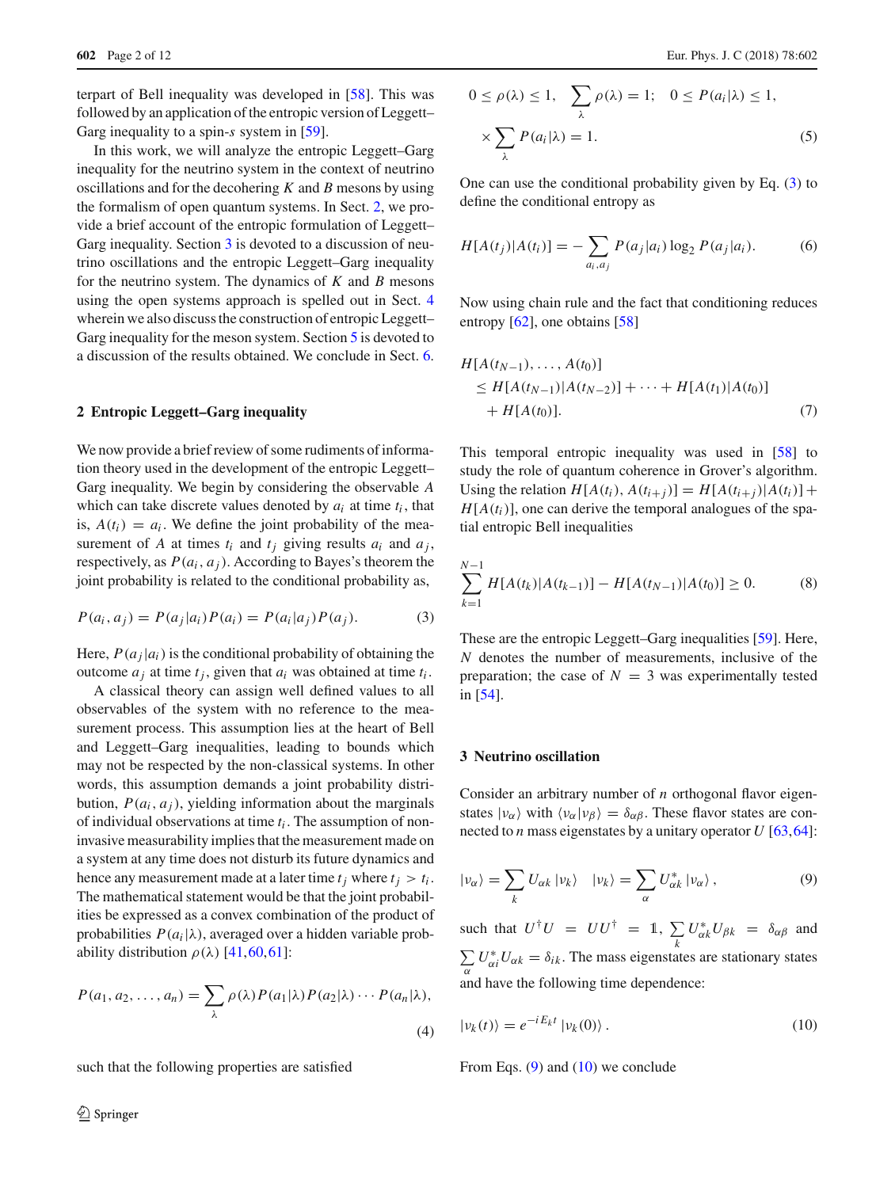terpart of Bell inequality was developed in [58]. This was followed by an application of the entropic version of Leggett–Garg inequality to a spin-$s$ system in [59].

In this work, we will analyze the entropic Leggett–Garg inequality for the neutrino system in the context of neutrino oscillations and for the decohering $K$ and $B$ mesons by using the formalism of open quantum systems. In Sect. 2, we provide a brief account of the entropic formulation of Leggett–Garg inequality. Section 3 is devoted to a discussion of neutrino oscillations and the entropic Leggett–Garg inequality for the neutrino system. The dynamics of $K$ and $B$ mesons using the open systems approach is spelled out in Sect. 4 wherein we also discuss the construction of entropic Leggett–Garg inequality for the meson system. Section 5 is devoted to a discussion of the results obtained. We conclude in Sect. 6.

## 2 Entropic Leggett–Garg inequality

We now provide a brief review of some rudiments of information theory used in the development of the entropic Leggett–Garg inequality. We begin by considering the observable $A$ which can take discrete values denoted by $a_i$ at time $t_i$, that is, $A(t_i) = a_i$. We define the joint probability of the measurement of $A$ at times $t_i$ and $t_j$ giving results $a_i$ and $a_j$, respectively, as $P(a_i, a_j)$. According to Bayes's theorem the joint probability is related to the conditional probability as,

$$P(a_i, a_j) = P(a_j|a_i)P(a_i) = P(a_i|a_j)P(a_j). \tag{3}$$

Here, $P(a_j|a_i)$ is the conditional probability of obtaining the outcome $a_j$ at time $t_j$, given that $a_i$ was obtained at time $t_i$.

A classical theory can assign well defined values to all observables of the system with no reference to the measurement process. This assumption lies at the heart of Bell and Leggett–Garg inequalities, leading to bounds which may not be respected by the non-classical systems. In other words, this assumption demands a joint probability distribution, $P(a_i, a_j)$, yielding information about the marginals of individual observations at time $t_i$. The assumption of non-invasive measurability implies that the measurement made on a system at any time does not disturb its future dynamics and hence any measurement made at a later time $t_j$ where $t_j > t_i$. The mathematical statement would be that the joint probabilities be expressed as a convex combination of the product of probabilities $P(a_i|\lambda)$, averaged over a hidden variable probability distribution $\rho(\lambda)$ [41,60,61]:

$$P(a_1, a_2, \ldots, a_n) = \sum_{\lambda} \rho(\lambda) P(a_1|\lambda) P(a_2|\lambda) \cdots P(a_n|\lambda), \tag{4}$$

such that the following properties are satisfied

$$0 \le \rho(\lambda) \le 1, \quad \sum_{\lambda} \rho(\lambda) = 1; \quad 0 \le P(a_i|\lambda) \le 1, \\ \times \sum_{\lambda} P(a_i|\lambda) = 1. \tag{5}$$

One can use the conditional probability given by Eq. (3) to define the conditional entropy as

$$H[A(t_j)|A(t_i)] = -\sum_{a_i, a_j} P(a_j|a_i) \log_2 P(a_j|a_i). \tag{6}$$

Now using chain rule and the fact that conditioning reduces entropy [62], one obtains [58]

$$\begin{aligned} &H[A(t_{N-1}), \ldots, A(t_0)] \\ &\quad \le H[A(t_{N-1})|A(t_{N-2})] + \cdots + H[A(t_1)|A(t_0)] \\ &\qquad + H[A(t_0)]. \end{aligned} \tag{7}$$

This temporal entropic inequality was used in [58] to study the role of quantum coherence in Grover's algorithm. Using the relation $H[A(t_i), A(t_{i+j})] = H[A(t_{i+j})|A(t_i)] + H[A(t_i)]$, one can derive the temporal analogues of the spatial entropic Bell inequalities

$$\sum_{k=1}^{N-1} H[A(t_k)|A(t_{k-1})] - H[A(t_{N-1})|A(t_0)] \ge 0. \tag{8}$$

These are the entropic Leggett–Garg inequalities [59]. Here, $N$ denotes the number of measurements, inclusive of the preparation; the case of $N = 3$ was experimentally tested in [54].

## 3 Neutrino oscillation

Consider an arbitrary number of $n$ orthogonal flavor eigenstates $|\nu_\alpha\rangle$ with $\langle \nu_\alpha|\nu_\beta\rangle = \delta_{\alpha\beta}$. These flavor states are connected to $n$ mass eigenstates by a unitary operator $U$ [63,64]:

$$|\nu_\alpha\rangle = \sum_k U_{\alpha k} |\nu_k\rangle \quad |\nu_k\rangle = \sum_\alpha U^*_{\alpha k} |\nu_\alpha\rangle, \tag{9}$$

such that $U^\dagger U = UU^\dagger = \mathbb{1}$, $\sum_k U^*_{\alpha k} U_{\beta k} = \delta_{\alpha\beta}$ and $\sum_\alpha U^*_{\alpha i} U_{\alpha k} = \delta_{ik}$. The mass eigenstates are stationary states and have the following time dependence:

$$|\nu_k(t)\rangle = e^{-iE_k t} |\nu_k(0)\rangle. \tag{10}$$

From Eqs. (9) and (10) we conclude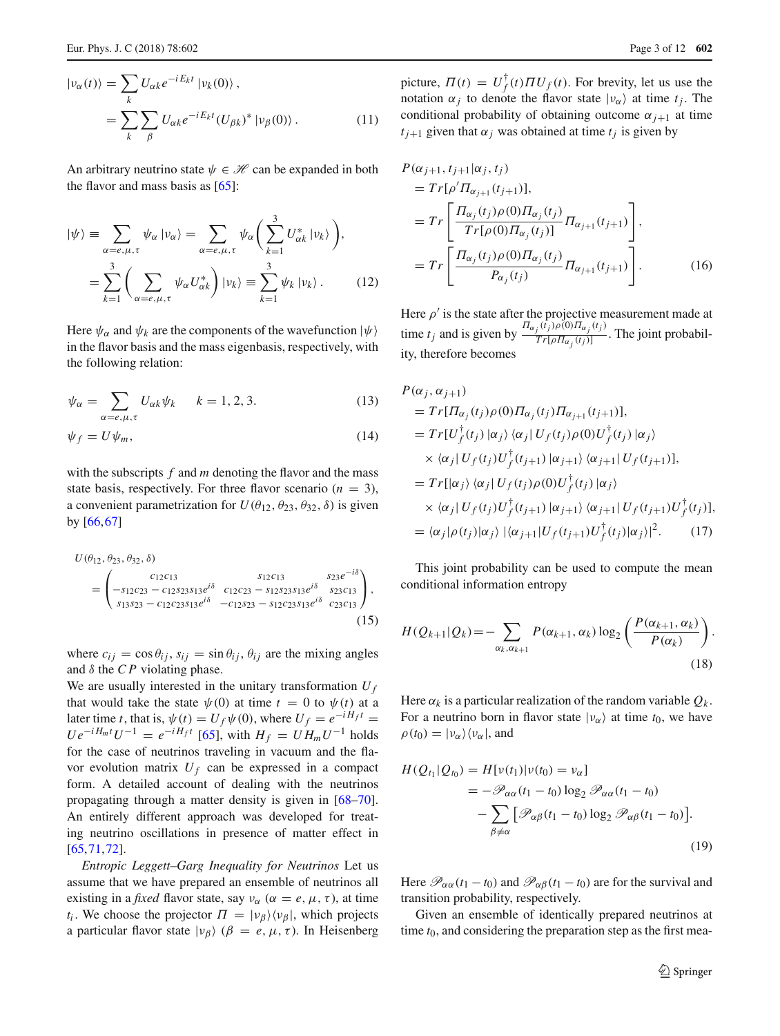$$
\begin{aligned}
|\nu_\alpha(t)\rangle &= \sum_k U_{\alpha k} e^{-iE_k t} |\nu_k(0)\rangle, \\
&= \sum_k \sum_\beta U_{\alpha k} e^{-iE_k t} (U_{\beta k})^* |\nu_\beta(0)\rangle.
\end{aligned} \tag{11}
$$

An arbitrary neutrino state $\psi \in \mathscr{H}$ can be expanded in both the flavor and mass basis as [65]:

$$
\begin{aligned}
|\psi\rangle &\equiv \sum_{\alpha=e,\mu,\tau} \psi_\alpha |\nu_\alpha\rangle = \sum_{\alpha=e,\mu,\tau} \psi_\alpha \left( \sum_{k=1}^{3} U^*_{\alpha k} |\nu_k\rangle \right), \\
&= \sum_{k=1}^{3} \left( \sum_{\alpha=e,\mu,\tau} \psi_\alpha U^*_{\alpha k} \right) |\nu_k\rangle \equiv \sum_{k=1}^{3} \psi_k |\nu_k\rangle.
\end{aligned} \tag{12}
$$

Here $\psi_\alpha$ and $\psi_k$ are the components of the wavefunction $|\psi\rangle$ in the flavor basis and the mass eigenbasis, respectively, with the following relation:

$$
\psi_\alpha = \sum_{\alpha=e,\mu,\tau} U_{\alpha k} \psi_k \qquad k = 1, 2, 3. \tag{13}
$$

$$
\psi_f = U \psi_m, \tag{14}
$$

with the subscripts $f$ and $m$ denoting the flavor and the mass state basis, respectively. For three flavor scenario ($n = 3$), a convenient parametrization for $U(\theta_{12}, \theta_{23}, \theta_{32}, \delta)$ is given by [66,67]

$$
\begin{aligned}
&U(\theta_{12}, \theta_{23}, \theta_{32}, \delta) \\
&= \begin{pmatrix}
c_{12}c_{13} & s_{12}c_{13} & s_{23}e^{-i\delta} \\
-s_{12}c_{23} - c_{12}s_{23}s_{13}e^{i\delta} & c_{12}c_{23} - s_{12}s_{23}s_{13}e^{i\delta} & s_{23}c_{13} \\
s_{13}s_{23} - c_{12}c_{23}s_{13}e^{i\delta} & -c_{12}s_{23} - s_{12}c_{23}s_{13}e^{i\delta} & c_{23}c_{13}
\end{pmatrix},
\end{aligned} \tag{15}
$$

where $c_{ij} = \cos\theta_{ij}$, $s_{ij} = \sin\theta_{ij}$, $\theta_{ij}$ are the mixing angles and $\delta$ the $CP$ violating phase.

We are usually interested in the unitary transformation $U_f$ that would take the state $\psi(0)$ at time $t = 0$ to $\psi(t)$ at a later time $t$, that is, $\psi(t) = U_f \psi(0)$, where $U_f = e^{-iH_f t} = U e^{-iH_m t} U^{-1} = e^{-iH_f t}$ [65], with $H_f = U H_m U^{-1}$ holds for the case of neutrinos traveling in vacuum and the flavor evolution matrix $U_f$ can be expressed in a compact form. A detailed account of dealing with the neutrinos propagating through a matter density is given in [68–70]. An entirely different approach was developed for treating neutrino oscillations in presence of matter effect in [65,71,72].

*Entropic Leggett–Garg Inequality for Neutrinos* Let us assume that we have prepared an ensemble of neutrinos all existing in a *fixed* flavor state, say $\nu_\alpha$ ($\alpha = e, \mu, \tau$), at time $t_i$. We choose the projector $\Pi = |\nu_\beta\rangle\langle\nu_\beta|$, which projects a particular flavor state $|\nu_\beta\rangle$ ($\beta = e, \mu, \tau$). In Heisenberg picture, $\Pi(t) = U_f^\dagger(t) \Pi U_f(t)$. For brevity, let us use the notation $\alpha_j$ to denote the flavor state $|\nu_\alpha\rangle$ at time $t_j$. The conditional probability of obtaining outcome $\alpha_{j+1}$ at time $t_{j+1}$ given that $\alpha_j$ was obtained at time $t_j$ is given by

$$
\begin{aligned}
&P(\alpha_{j+1}, t_{j+1} | \alpha_j, t_j) \\
&= Tr[\rho' \Pi_{\alpha_{j+1}}(t_{j+1})], \\
&= Tr\left[ \frac{\Pi_{\alpha_j}(t_j)\rho(0)\Pi_{\alpha_j}(t_j)}{Tr[\rho(0)\Pi_{\alpha_j}(t_j)]} \Pi_{\alpha_{j+1}}(t_{j+1}) \right], \\
&= Tr\left[ \frac{\Pi_{\alpha_j}(t_j)\rho(0)\Pi_{\alpha_j}(t_j)}{P_{\alpha_j}(t_j)} \Pi_{\alpha_{j+1}}(t_{j+1}) \right].
\end{aligned} \tag{16}
$$

Here $\rho'$ is the state after the projective measurement made at time $t_j$ and is given by $\frac{\Pi_{\alpha_j}(t_j)\rho(0)\Pi_{\alpha_j}(t_j)}{Tr[\rho\Pi_{\alpha_j}(t_j)]}$. The joint probability, therefore becomes

$$
\begin{aligned}
&P(\alpha_j, \alpha_{j+1}) \\
&= Tr[\Pi_{\alpha_j}(t_j)\rho(0)\Pi_{\alpha_j}(t_j)\Pi_{\alpha_{j+1}}(t_{j+1})], \\
&= Tr[U_f^\dagger(t_j)|\alpha_j\rangle\langle\alpha_j| U_f(t_j)\rho(0)U_f^\dagger(t_j)|\alpha_j\rangle \\
&\quad \times \langle\alpha_j| U_f(t_j)U_f^\dagger(t_{j+1})|\alpha_{j+1}\rangle\langle\alpha_{j+1}| U_f(t_{j+1})], \\
&= Tr[|\alpha_j\rangle\langle\alpha_j| U_f(t_j)\rho(0)U_f^\dagger(t_j)|\alpha_j\rangle \\
&\quad \times \langle\alpha_j| U_f(t_j)U_f^\dagger(t_{j+1})|\alpha_{j+1}\rangle\langle\alpha_{j+1}| U_f(t_{j+1})U_f^\dagger(t_j)], \\
&= \langle\alpha_j|\rho(t_j)|\alpha_j\rangle\, |\langle\alpha_{j+1}|U_f(t_{j+1})U_f^\dagger(t_j)|\alpha_j\rangle|^2.
\end{aligned} \tag{17}
$$

This joint probability can be used to compute the mean conditional information entropy

$$
H(Q_{k+1}|Q_k) = -\sum_{\alpha_k, \alpha_{k+1}} P(\alpha_{k+1}, \alpha_k) \log_2 \left( \frac{P(\alpha_{k+1}, \alpha_k)}{P(\alpha_k)} \right). \tag{18}
$$

Here $\alpha_k$ is a particular realization of the random variable $Q_k$. For a neutrino born in flavor state $|\nu_\alpha\rangle$ at time $t_0$, we have $\rho(t_0) = |\nu_\alpha\rangle\langle\nu_\alpha|$, and

$$
\begin{aligned}
H(Q_{t_1}|Q_{t_0}) &= H[\nu(t_1)|\nu(t_0) = \nu_\alpha] \\
&= -\mathscr{P}_{\alpha\alpha}(t_1 - t_0) \log_2 \mathscr{P}_{\alpha\alpha}(t_1 - t_0) \\
&\quad - \sum_{\beta \neq \alpha} \left[ \mathscr{P}_{\alpha\beta}(t_1 - t_0) \log_2 \mathscr{P}_{\alpha\beta}(t_1 - t_0) \right].
\end{aligned} \tag{19}
$$

Here $\mathscr{P}_{\alpha\alpha}(t_1 - t_0)$ and $\mathscr{P}_{\alpha\beta}(t_1 - t_0)$ are for the survival and transition probability, respectively.

Given an ensemble of identically prepared neutrinos at time $t_0$, and considering the preparation step as the first mea-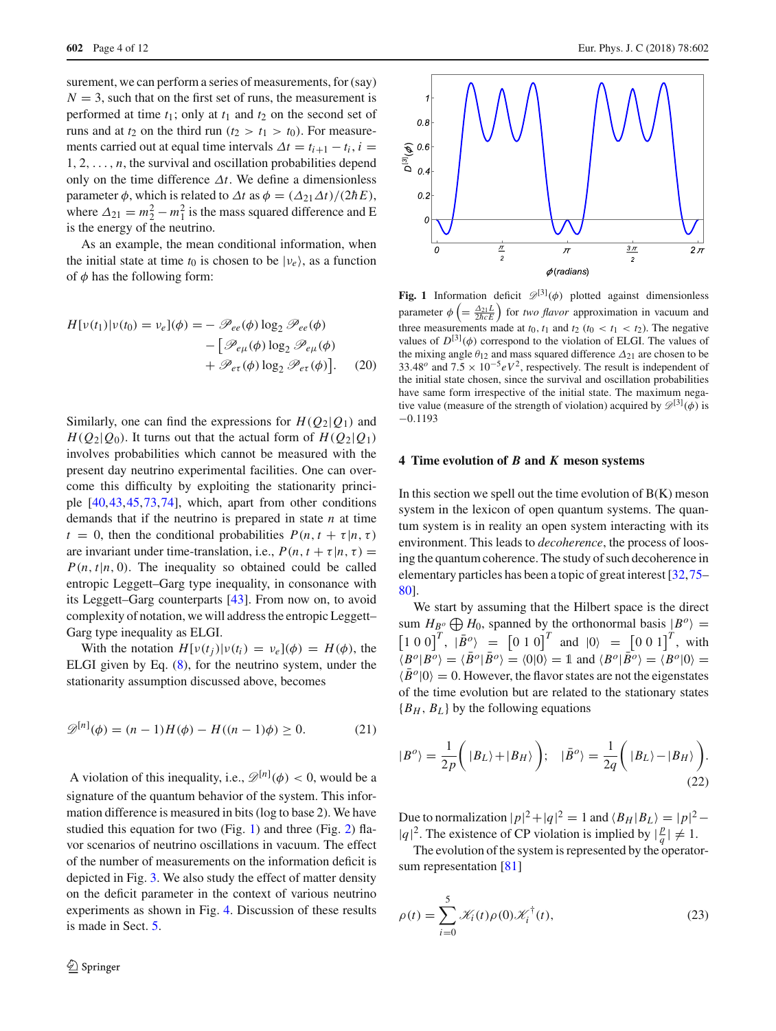surement, we can perform a series of measurements, for (say) $N = 3$, such that on the first set of runs, the measurement is performed at time $t_1$; only at $t_1$ and $t_2$ on the second set of runs and at $t_2$ on the third run ($t_2 > t_1 > t_0$). For measurements carried out at equal time intervals $\Delta t = t_{i+1} - t_i$, $i = 1, 2, \ldots, n$, the survival and oscillation probabilities depend only on the time difference $\Delta t$. We define a dimensionless parameter $\phi$, which is related to $\Delta t$ as $\phi = (\Delta_{21}\Delta t)/(2\hbar E)$, where $\Delta_{21} = m_2^2 - m_1^2$ is the mass squared difference and E is the energy of the neutrino.

As an example, the mean conditional information, when the initial state at time $t_0$ is chosen to be $|\nu_e\rangle$, as a function of $\phi$ has the following form:

$$
\begin{aligned}
H[\nu(t_1)|\nu(t_0) = \nu_e](\phi) = &- \mathscr{P}_{ee}(\phi) \log_2 \mathscr{P}_{ee}(\phi) \\
&- \left[\mathscr{P}_{e\mu}(\phi) \log_2 \mathscr{P}_{e\mu}(\phi) \right. \\
&\left. + \mathscr{P}_{e\tau}(\phi) \log_2 \mathscr{P}_{e\tau}(\phi)\right]. \quad (20)
\end{aligned}
$$

Similarly, one can find the expressions for $H(Q_2|Q_1)$ and $H(Q_2|Q_0)$. It turns out that the actual form of $H(Q_2|Q_1)$ involves probabilities which cannot be measured with the present day neutrino experimental facilities. One can overcome this difficulty by exploiting the stationarity principle [40,43,45,73,74], which, apart from other conditions demands that if the neutrino is prepared in state $n$ at time $t = 0$, then the conditional probabilities $P(n, t+\tau|n, \tau)$ are invariant under time-translation, i.e., $P(n, t+\tau|n, \tau) = P(n, t|n, 0)$. The inequality so obtained could be called entropic Leggett–Garg type inequality, in consonance with its Leggett–Garg counterparts [43]. From now on, to avoid complexity of notation, we will address the entropic Leggett–Garg type inequality as ELGI.

With the notation $H[\nu(t_j)|\nu(t_i) = \nu_e](\phi) = H(\phi)$, the ELGI given by Eq. (8), for the neutrino system, under the stationarity assumption discussed above, becomes

$$
\mathscr{D}^{[n]}(\phi) = (n-1)H(\phi) - H((n-1)\phi) \geq 0. \quad (21)
$$

A violation of this inequality, i.e., $\mathscr{D}^{[n]}(\phi) < 0$, would be a signature of the quantum behavior of the system. This information difference is measured in bits (log to base 2). We have studied this equation for two (Fig. 1) and three (Fig. 2) flavor scenarios of neutrino oscillations in vacuum. The effect of the number of measurements on the information deficit is depicted in Fig. 3. We also study the effect of matter density on the deficit parameter in the context of various neutrino experiments as shown in Fig. 4. Discussion of these results is made in Sect. 5.

**Fig. 1** Information deficit $\mathscr{D}^{[3]}(\phi)$ plotted against dimensionless parameter $\phi \left(= \frac{\Delta_{21}L}{2\hbar c E}\right)$ for *two flavor* approximation in vacuum and three measurements made at $t_0$, $t_1$ and $t_2$ ($t_0 < t_1 < t_2$). The negative values of $D^{[3]}(\phi)$ correspond to the violation of ELGI. The values of the mixing angle $\theta_{12}$ and mass squared difference $\Delta_{21}$ are chosen to be $33.48^o$ and $7.5 \times 10^{-5} eV^2$, respectively. The result is independent of the initial state chosen, since the survival and oscillation probabilities have same form irrespective of the initial state. The maximum negative value (measure of the strength of violation) acquired by $\mathscr{D}^{[3]}(\phi)$ is $-0.1193$

## 4 Time evolution of *B* and *K* meson systems

In this section we spell out the time evolution of B(K) meson system in the lexicon of open quantum systems. The quantum system is in reality an open system interacting with its environment. This leads to *decoherence*, the process of loosing the quantum coherence. The study of such decoherence in elementary particles has been a topic of great interest [32,75–80].

We start by assuming that the Hilbert space is the direct sum $H_{B^o} \bigoplus H_0$, spanned by the orthonormal basis $|B^o\rangle = \begin{bmatrix}1 & 0 & 0\end{bmatrix}^T$, $|\bar{B}^o\rangle = \begin{bmatrix}0 & 1 & 0\end{bmatrix}^T$ and $|0\rangle = \begin{bmatrix}0 & 0 & 1\end{bmatrix}^T$, with $\langle B^o|B^o\rangle = \langle \bar{B}^o|\bar{B}^o\rangle = \langle 0|0\rangle = \mathbb{1}$ and $\langle B^o|\bar{B}^o\rangle = \langle B^o|0\rangle = \langle \bar{B}^o|0\rangle = 0$. However, the flavor states are not the eigenstates of the time evolution but are related to the stationary states $\{B_H, B_L\}$ by the following equations

$$
|B^o\rangle = \frac{1}{2p}\bigg(|B_L\rangle + |B_H\rangle\bigg); \quad |\bar{B}^o\rangle = \frac{1}{2q}\bigg(|B_L\rangle - |B_H\rangle\bigg). \quad (22)
$$

Due to normalization $|p|^2 + |q|^2 = 1$ and $\langle B_H|B_L\rangle = |p|^2 - |q|^2$. The existence of CP violation is implied by $|\frac{p}{q}| \neq 1$.

The evolution of the system is represented by the operator-sum representation [81]

$$
\rho(t) = \sum_{i=0}^{5} \mathscr{K}_i(t)\rho(0)\mathscr{K}_i^\dagger(t), \quad (23)
$$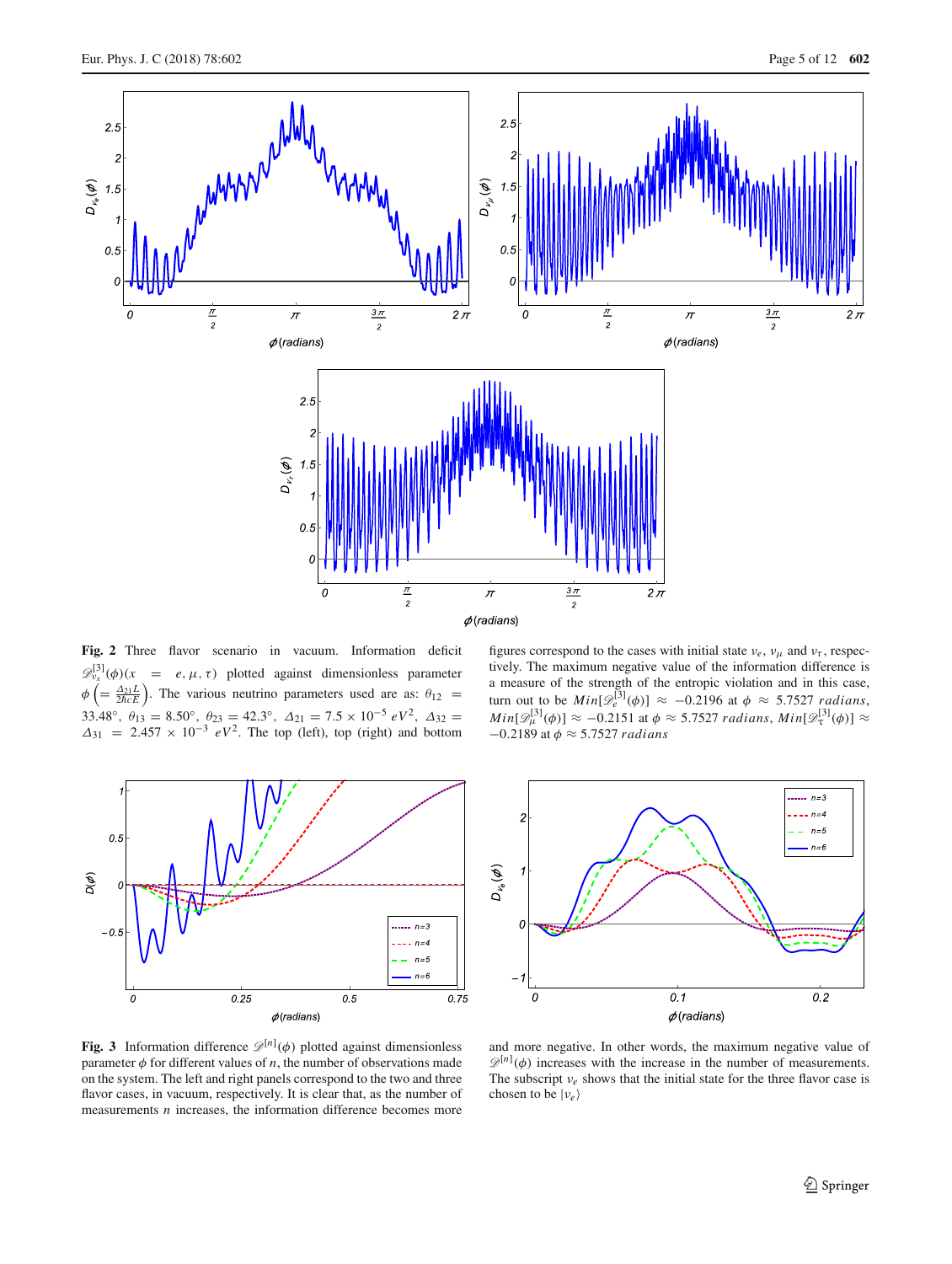**Fig. 2** Three flavor scenario in vacuum. Information deficit $\mathscr{D}^{[3]}_{\nu_x}(\phi)(x = e, \mu, \tau)$ plotted against dimensionless parameter $\phi \left(= \frac{\Delta_{21} L}{2\hbar c E}\right)$. The various neutrino parameters used are as: $\theta_{12} = 33.48^\circ$, $\theta_{13} = 8.50^\circ$, $\theta_{23} = 42.3^\circ$, $\Delta_{21} = 7.5 \times 10^{-5}\ eV^2$, $\Delta_{32} = \Delta_{31} = 2.457 \times 10^{-3}\ eV^2$. The top (left), top (right) and bottom figures correspond to the cases with initial state $\nu_e$, $\nu_\mu$ and $\nu_\tau$, respectively. The maximum negative value of the information difference is a measure of the strength of the entropic violation and in this case, turn out to be $Min[\mathscr{D}^{[3]}_e(\phi)] \approx -0.2196$ at $\phi \approx 5.7527\ radians$, $Min[\mathscr{D}^{[3]}_\mu(\phi)] \approx -0.2151$ at $\phi \approx 5.7527\ radians$, $Min[\mathscr{D}^{[3]}_\tau(\phi)] \approx -0.2189$ at $\phi \approx 5.7527\ radians$

**Fig. 3** Information difference $\mathscr{D}^{[n]}(\phi)$ plotted against dimensionless parameter $\phi$ for different values of $n$, the number of observations made on the system. The left and right panels correspond to the two and three flavor cases, in vacuum, respectively. It is clear that, as the number of measurements $n$ increases, the information difference becomes more and more negative. In other words, the maximum negative value of $\mathscr{D}^{[n]}(\phi)$ increases with the increase in the number of measurements. The subscript $\nu_e$ shows that the initial state for the three flavor case is chosen to be $|\nu_e\rangle$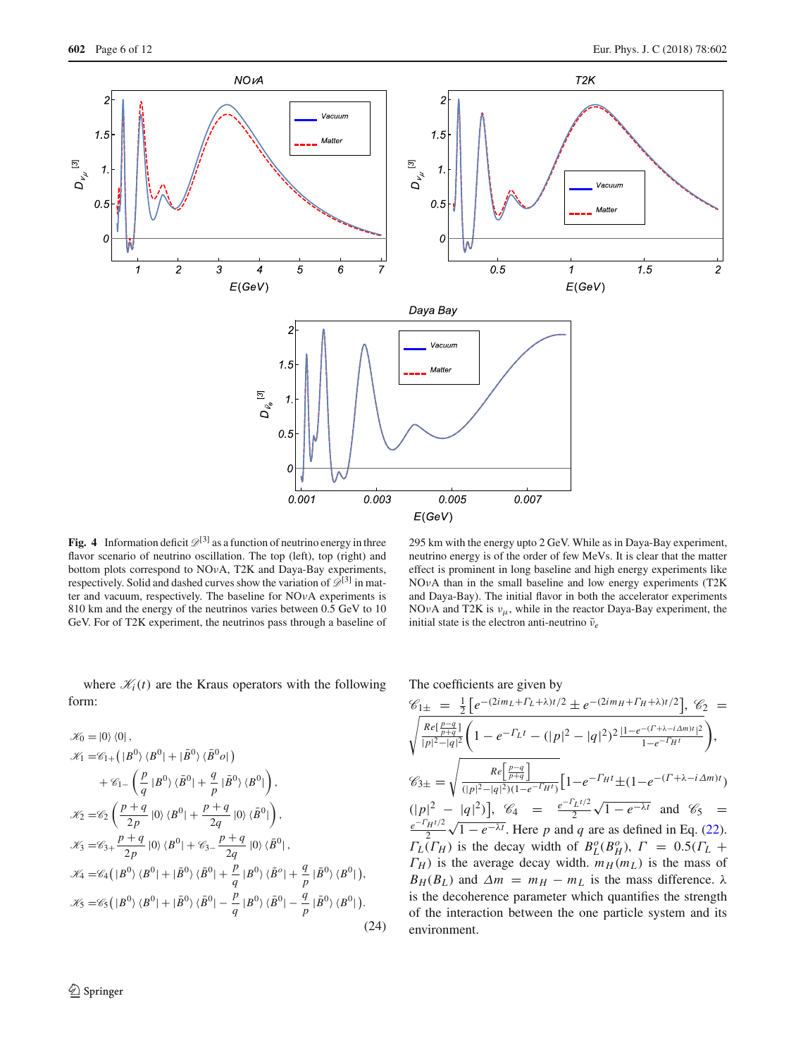**Fig. 4** Information deficit $\mathscr{D}^{[3]}$ as a function of neutrino energy in three flavor scenario of neutrino oscillation. The top (left), top (right) and bottom plots correspond to NO$\nu$A, T2K and Daya-Bay experiments, respectively. Solid and dashed curves show the variation of $\mathscr{D}^{[3]}$ in matter and vacuum, respectively. The baseline for NO$\nu$A experiments is 810 km and the energy of the neutrinos varies between 0.5 GeV to 10 GeV. For of T2K experiment, the neutrinos pass through a baseline of 295 km with the energy upto 2 GeV. While as in Daya-Bay experiment, neutrino energy is of the order of few MeVs. It is clear that the matter effect is prominent in long baseline and high energy experiments like NO$\nu$A than in the small baseline and low energy experiments (T2K and Daya-Bay). The initial flavor in both the accelerator experiments NO$\nu$A and T2K is $\nu_\mu$, while in the reactor Daya-Bay experiment, the initial state is the electron anti-neutrino $\bar{\nu}_e$

where $\mathscr{K}_i(t)$ are the Kraus operators with the following form:

$$
\begin{aligned}
\mathscr{K}_0 =& |0\rangle\langle 0|, \\
\mathscr{K}_1 =& \mathscr{C}_{1+}\big(|B^0\rangle\langle B^0| + |\bar{B}^0\rangle\langle \bar{B}^0 o|\big) \\
&+ \mathscr{C}_{1-}\left(\frac{p}{q}|B^0\rangle\langle \bar{B}^0| + \frac{q}{p}|\bar{B}^0\rangle\langle B^0|\right), \\
\mathscr{K}_2 =& \mathscr{C}_2\left(\frac{p+q}{2p}|0\rangle\langle B^0| + \frac{p+q}{2q}|0\rangle\langle \bar{B}^0|\right), \\
\mathscr{K}_3 =& \mathscr{C}_{3+}\frac{p+q}{2p}|0\rangle\langle B^0| + \mathscr{C}_{3-}\frac{p+q}{2q}|0\rangle\langle \bar{B}^0|, \\
\mathscr{K}_4 =& \mathscr{C}_4\big(|B^0\rangle\langle B^0| + |\bar{B}^0\rangle\langle \bar{B}^o| + \frac{p}{q}|B^0\rangle\langle \bar{B}^o| + \frac{q}{p}|\bar{B}^0\rangle\langle B^0|\big), \\
\mathscr{K}_5 =& \mathscr{C}_5\big(|B^0\rangle\langle B^0| + |\bar{B}^0\rangle\langle \bar{B}^0| - \frac{p}{q}|B^0\rangle\langle \bar{B}^0| - \frac{q}{p}|\bar{B}^0\rangle\langle B^0|\big).
\end{aligned} \tag{24}
$$

The coefficients are given by $\mathscr{C}_{1\pm} = \frac{1}{2}\left[e^{-(2im_L+\Gamma_L+\lambda)t/2} \pm e^{-(2im_H+\Gamma_H+\lambda)t/2}\right]$, $\mathscr{C}_2 = \sqrt{\frac{Re\left[\frac{p-q}{p+q}\right]}{|p|^2-|q|^2}\left(1 - e^{-\Gamma_L t} - (|p|^2-|q|^2)^2\frac{|1-e^{-(\Gamma+\lambda-i\Delta m)t}|^2}{1-e^{-\Gamma_H t}}\right)}$,

$\mathscr{C}_{3\pm} = \sqrt{\frac{Re\left[\frac{p-q}{p+q}\right]}{(|p|^2-|q|^2)(1-e^{-\Gamma_H t})}}\big[1-e^{-\Gamma_H t} \pm (1-e^{-(\Gamma+\lambda-i\Delta m)t})$ $(|p|^2 - |q|^2)\big]$, $\mathscr{C}_4 = \frac{e^{-\Gamma_L t/2}}{2}\sqrt{1-e^{-\lambda t}}$ and $\mathscr{C}_5 = \frac{e^{-\Gamma_H t/2}}{2}\sqrt{1-e^{-\lambda t}}$. Here $p$ and $q$ are as defined in Eq. (22). $\Gamma_L(\Gamma_H)$ is the decay width of $B^o_L(B^o_H)$, $\Gamma = 0.5(\Gamma_L + \Gamma_H)$ is the average decay width. $m_H(m_L)$ is the mass of $B_H(B_L)$ and $\Delta m = m_H - m_L$ is the mass difference. $\lambda$ is the decoherence parameter which quantifies the strength of the interaction between the one particle system and its environment.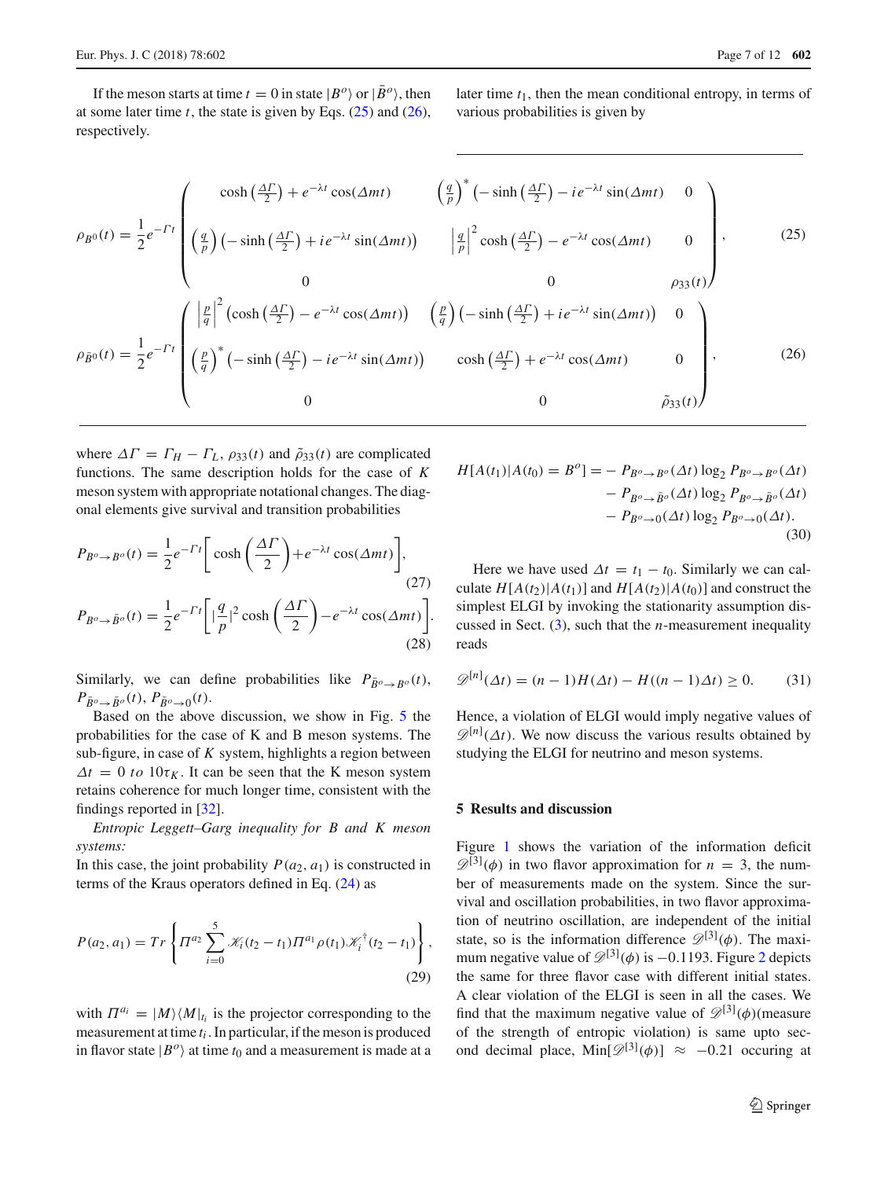If the meson starts at time $t = 0$ in state $|B^o\rangle$ or $|\bar{B}^o\rangle$, then at some later time $t$, the state is given by Eqs. (25) and (26), respectively.

$$\rho_{B^0}(t) = \frac{1}{2}e^{-\Gamma t}\begin{pmatrix} \cosh\left(\frac{\Delta\Gamma}{2}\right) + e^{-\lambda t}\cos(\Delta m t) & \left(\frac{q}{p}\right)^*\left(-\sinh\left(\frac{\Delta\Gamma}{2}\right) - ie^{-\lambda t}\sin(\Delta m t)\right. & 0 \\ \left(\frac{q}{p}\right)\left(-\sinh\left(\frac{\Delta\Gamma}{2}\right) + ie^{-\lambda t}\sin(\Delta m t)\right) & \left|\frac{q}{p}\right|^2\cosh\left(\frac{\Delta\Gamma}{2}\right) - e^{-\lambda t}\cos(\Delta m t) & 0 \\ 0 & 0 & \rho_{33}(t) \end{pmatrix}, \tag{25}$$

$$\rho_{\bar{B}^0}(t) = \frac{1}{2}e^{-\Gamma t}\begin{pmatrix} \left|\frac{p}{q}\right|^2\left(\cosh\left(\frac{\Delta\Gamma}{2}\right) - e^{-\lambda t}\cos(\Delta m t)\right) & \left(\frac{p}{q}\right)\left(-\sinh\left(\frac{\Delta\Gamma}{2}\right) + ie^{-\lambda t}\sin(\Delta m t)\right) & 0 \\ \left(\frac{p}{q}\right)^*\left(-\sinh\left(\frac{\Delta\Gamma}{2}\right) - ie^{-\lambda t}\sin(\Delta m t)\right) & \cosh\left(\frac{\Delta\Gamma}{2}\right) + e^{-\lambda t}\cos(\Delta m t) & 0 \\ 0 & 0 & \tilde{\rho}_{33}(t) \end{pmatrix}, \tag{26}$$

where $\Delta\Gamma = \Gamma_H - \Gamma_L$, $\rho_{33}(t)$ and $\tilde{\rho}_{33}(t)$ are complicated functions. The same description holds for the case of $K$ meson system with appropriate notational changes. The diagonal elements give survival and transition probabilities

$$P_{B^o\to B^o}(t) = \frac{1}{2}e^{-\Gamma t}\left[\cosh\left(\frac{\Delta\Gamma}{2}\right) + e^{-\lambda t}\cos(\Delta m t)\right], \tag{27}$$

$$P_{B^o\to \bar{B}^o}(t) = \frac{1}{2}e^{-\Gamma t}\left[|\frac{q}{p}|^2\cosh\left(\frac{\Delta\Gamma}{2}\right) - e^{-\lambda t}\cos(\Delta m t)\right]. \tag{28}$$

Similarly, we can define probabilities like $P_{\bar{B}^o\to B^o}(t)$, $P_{\bar{B}^o\to \bar{B}^o}(t)$, $P_{\bar{B}^o\to 0}(t)$.

Based on the above discussion, we show in Fig. 5 the probabilities for the case of K and B meson systems. The sub-figure, in case of $K$ system, highlights a region between $\Delta t = 0$ *to* $10\tau_K$. It can be seen that the K meson system retains coherence for much longer time, consistent with the findings reported in [32].

*Entropic Leggett–Garg inequality for B and K meson systems:*
In this case, the joint probability $P(a_2, a_1)$ is constructed in terms of the Kraus operators defined in Eq. (24) as

$$P(a_2, a_1) = Tr\left\{\Pi^{a_2}\sum_{i=0}^{5}\mathscr{K}_i(t_2 - t_1)\Pi^{a_1}\rho(t_1)\mathscr{K}_i^\dagger(t_2 - t_1)\right\}, \tag{29}$$

with $\Pi^{a_i} = |M\rangle\langle M|_{t_i}$ is the projector corresponding to the measurement at time $t_i$. In particular, if the meson is produced in flavor state $|B^o\rangle$ at time $t_0$ and a measurement is made at a later time $t_1$, then the mean conditional entropy, in terms of various probabilities is given by

$$\begin{aligned} H[A(t_1)|A(t_0) = B^o] = &- P_{B^o\to B^o}(\Delta t)\log_2 P_{B^o\to B^o}(\Delta t) \\ &- P_{B^o\to \bar{B}^o}(\Delta t)\log_2 P_{B^o\to \bar{B}^o}(\Delta t) \\ &- P_{B^o\to 0}(\Delta t)\log_2 P_{B^o\to 0}(\Delta t). \end{aligned} \tag{30}$$

Here we have used $\Delta t = t_1 - t_0$. Similarly we can calculate $H[A(t_2)|A(t_1)]$ and $H[A(t_2)|A(t_0)]$ and construct the simplest ELGI by invoking the stationarity assumption discussed in Sect. (3), such that the $n$-measurement inequality reads

$$\mathscr{D}^{[n]}(\Delta t) = (n-1)H(\Delta t) - H((n-1)\Delta t) \geq 0. \tag{31}$$

Hence, a violation of ELGI would imply negative values of $\mathscr{D}^{[n]}(\Delta t)$. We now discuss the various results obtained by studying the ELGI for neutrino and meson systems.

## 5 Results and discussion

Figure 1 shows the variation of the information deficit $\mathscr{D}^{[3]}(\phi)$ in two flavor approximation for $n = 3$, the number of measurements made on the system. Since the survival and oscillation probabilities, in two flavor approximation of neutrino oscillation, are independent of the initial state, so is the information difference $\mathscr{D}^{[3]}(\phi)$. The maximum negative value of $\mathscr{D}^{[3]}(\phi)$ is $-0.1193$. Figure 2 depicts the same for three flavor case with different initial states. A clear violation of the ELGI is seen in all the cases. We find that the maximum negative value of $\mathscr{D}^{[3]}(\phi)$(measure of the strength of entropic violation) is same upto second decimal place, $\text{Min}[\mathscr{D}^{[3]}(\phi)] \approx -0.21$ occuring at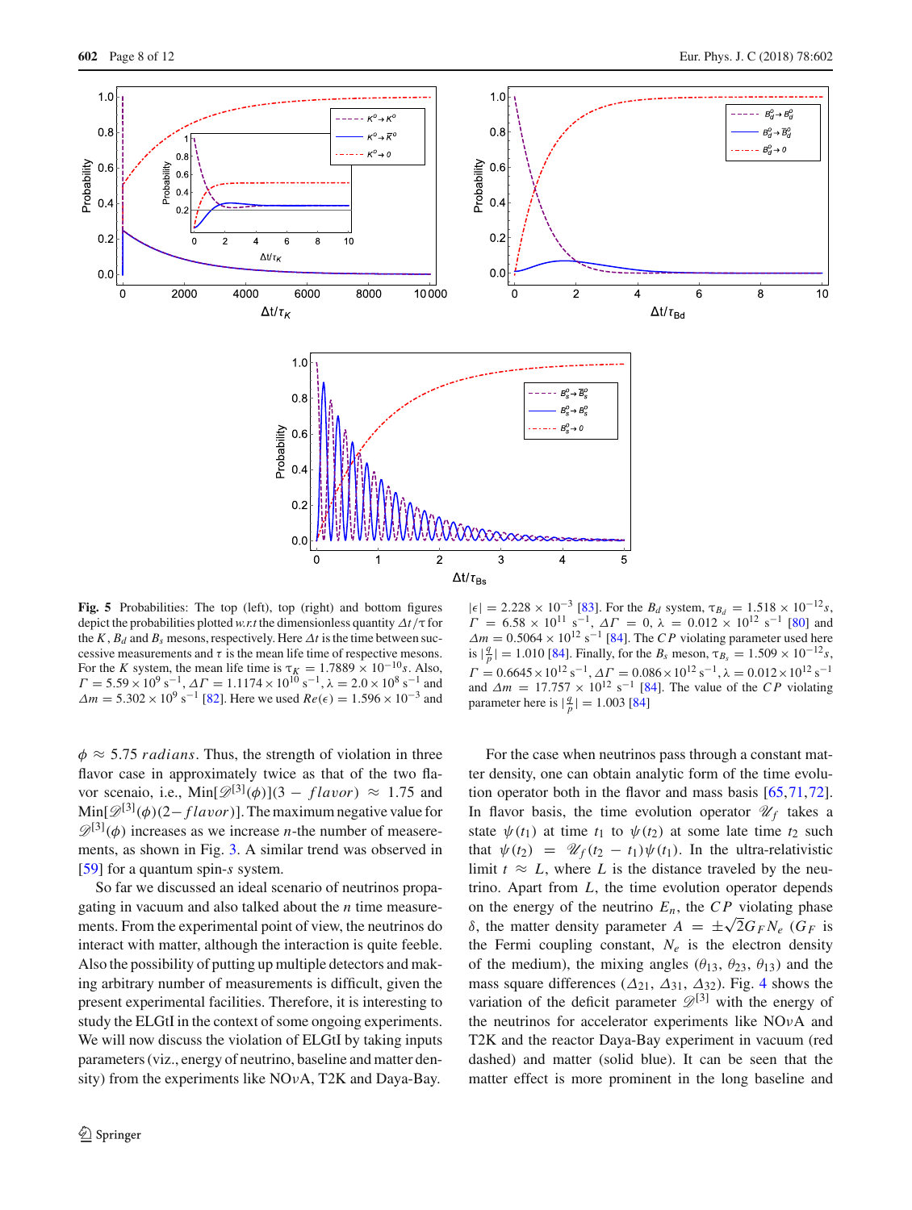**Fig. 5** Probabilities: The top (left), top (right) and bottom figures depict the probabilities plotted *w.r.t* the dimensionless quantity $\Delta t/\tau$ for the $K$, $B_d$ and $B_s$ mesons, respectively. Here $\Delta t$ is the time between successive measurements and $\tau$ is the mean life time of respective mesons. For the $K$ system, the mean life time is $\tau_K = 1.7889 \times 10^{-10} s$. Also, $\Gamma = 5.59 \times 10^9\ \mathrm{s}^{-1}$, $\Delta\Gamma = 1.1174 \times 10^{10}\ \mathrm{s}^{-1}$, $\lambda = 2.0 \times 10^8\ \mathrm{s}^{-1}$ and $\Delta m = 5.302 \times 10^9\ \mathrm{s}^{-1}$ [82]. Here we used $Re(\epsilon) = 1.596 \times 10^{-3}$ and $|\epsilon| = 2.228 \times 10^{-3}$ [83]. For the $B_d$ system, $\tau_{B_d} = 1.518 \times 10^{-12} s$, $\Gamma = 6.58 \times 10^{11}\ \mathrm{s}^{-1}$, $\Delta\Gamma = 0$, $\lambda = 0.012 \times 10^{12}\ \mathrm{s}^{-1}$ [80] and $\Delta m = 0.5064 \times 10^{12}\ \mathrm{s}^{-1}$ [84]. The $CP$ violating parameter used here is $|\frac{q}{p}| = 1.010$ [84]. Finally, for the $B_s$ meson, $\tau_{B_s} = 1.509 \times 10^{-12} s$, $\Gamma = 0.6645 \times 10^{12}\ \mathrm{s}^{-1}$, $\Delta\Gamma = 0.086 \times 10^{12}\ \mathrm{s}^{-1}$, $\lambda = 0.012 \times 10^{12}\ \mathrm{s}^{-1}$ and $\Delta m = 17.757 \times 10^{12}\ \mathrm{s}^{-1}$ [84]. The value of the $CP$ violating parameter here is $|\frac{q}{p}| = 1.003$ [84]

$\phi \approx 5.75$ *radians*. Thus, the strength of violation in three flavor case in approximately twice as that of the two flavor scenaio, i.e., Min$[\mathscr{D}^{[3]}(\phi)](3-flavor) \approx 1.75$ and Min$[\mathscr{D}^{[3]}(\phi)(2-flavor)]$. The maximum negative value for $\mathscr{D}^{[3]}(\phi)$ increases as we increase $n$-the number of measerements, as shown in Fig. 3. A similar trend was observed in [59] for a quantum spin-$s$ system.

So far we discussed an ideal scenario of neutrinos propagating in vacuum and also talked about the $n$ time measurements. From the experimental point of view, the neutrinos do interact with matter, although the interaction is quite feeble. Also the possibility of putting up multiple detectors and making arbitrary number of measurements is difficult, given the present experimental facilities. Therefore, it is interesting to study the ELGtI in the context of some ongoing experiments. We will now discuss the violation of ELGtI by taking inputs parameters (viz., energy of neutrino, baseline and matter density) from the experiments like NO$\nu$A, T2K and Daya-Bay.

For the case when neutrinos pass through a constant matter density, one can obtain analytic form of the time evolution operator both in the flavor and mass basis [65,71,72]. In flavor basis, the time evolution operator $\mathscr{U}_f$ takes a state $\psi(t_1)$ at time $t_1$ to $\psi(t_2)$ at some late time $t_2$ such that $\psi(t_2) = \mathscr{U}_f(t_2 - t_1)\psi(t_1)$. In the ultra-relativistic limit $t \approx L$, where $L$ is the distance traveled by the neutrino. Apart from $L$, the time evolution operator depends on the energy of the neutrino $E_n$, the $CP$ violating phase $\delta$, the matter density parameter $A = \pm\sqrt{2}G_F N_e$ ($G_F$ is the Fermi coupling constant, $N_e$ is the electron density of the medium), the mixing angles ($\theta_{13}$, $\theta_{23}$, $\theta_{13}$) and the mass square differences ($\Delta_{21}$, $\Delta_{31}$, $\Delta_{32}$). Fig. 4 shows the variation of the deficit parameter $\mathscr{D}^{[3]}$ with the energy of the neutrinos for accelerator experiments like NO$\nu$A and T2K and the reactor Daya-Bay experiment in vacuum (red dashed) and matter (solid blue). It can be seen that the matter effect is more prominent in the long baseline and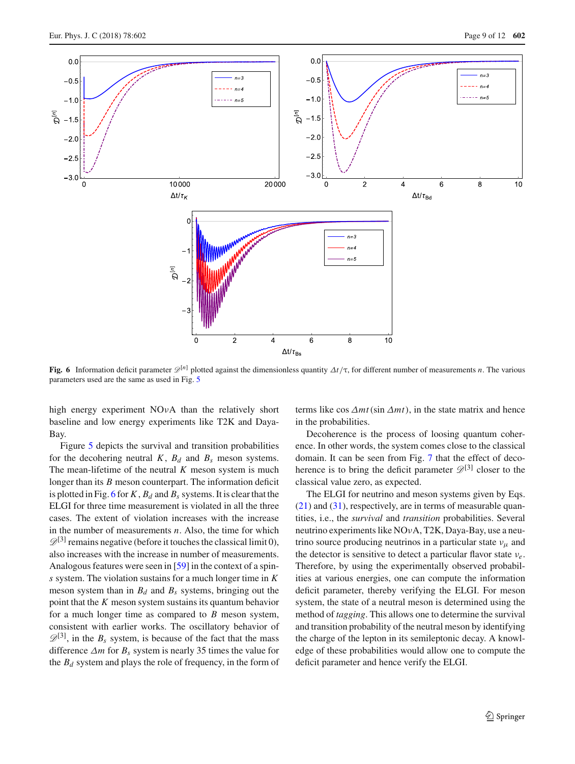**Fig. 6** Information deficit parameter $\mathscr{D}^{[n]}$ plotted against the dimensionless quantity $\Delta t/\tau$, for different number of measurements $n$. The various parameters used are the same as used in Fig. 5

high energy experiment NO$\nu$A than the relatively short baseline and low energy experiments like T2K and Daya-Bay.

Figure 5 depicts the survival and transition probabilities for the decohering neutral $K$, $B_d$ and $B_s$ meson systems. The mean-lifetime of the neutral $K$ meson system is much longer than its $B$ meson counterpart. The information deficit is plotted in Fig. 6 for $K$, $B_d$ and $B_s$ systems. It is clear that the ELGI for three time measurement is violated in all the three cases. The extent of violation increases with the increase in the number of measurements $n$. Also, the time for which $\mathscr{D}^{[3]}$ remains negative (before it touches the classical limit 0), also increases with the increase in number of measurements. Analogous features were seen in [59] in the context of a spin-$s$ system. The violation sustains for a much longer time in $K$ meson system than in $B_d$ and $B_s$ systems, bringing out the point that the $K$ meson system sustains its quantum behavior for a much longer time as compared to $B$ meson system, consistent with earlier works. The oscillatory behavior of $\mathscr{D}^{[3]}$, in the $B_s$ system, is because of the fact that the mass difference $\Delta m$ for $B_s$ system is nearly 35 times the value for the $B_d$ system and plays the role of frequency, in the form of terms like $\cos \Delta mt$ ($\sin \Delta mt$), in the state matrix and hence in the probabilities.

Decoherence is the process of loosing quantum coherence. In other words, the system comes close to the classical domain. It can be seen from Fig. 7 that the effect of decoherence is to bring the deficit parameter $\mathscr{D}^{[3]}$ closer to the classical value zero, as expected.

The ELGI for neutrino and meson systems given by Eqs. (21) and (31), respectively, are in terms of measurable quantities, i.e., the *survival* and *transition* probabilities. Several neutrino experiments like NO$\nu$A, T2K, Daya-Bay, use a neutrino source producing neutrinos in a particular state $\nu_\mu$ and the detector is sensitive to detect a particular flavor state $\nu_e$. Therefore, by using the experimentally observed probabilities at various energies, one can compute the information deficit parameter, thereby verifying the ELGI. For meson system, the state of a neutral meson is determined using the method of *tagging*. This allows one to determine the survival and transition probability of the neutral meson by identifying the charge of the lepton in its semileptonic decay. A knowledge of these probabilities would allow one to compute the deficit parameter and hence verify the ELGI.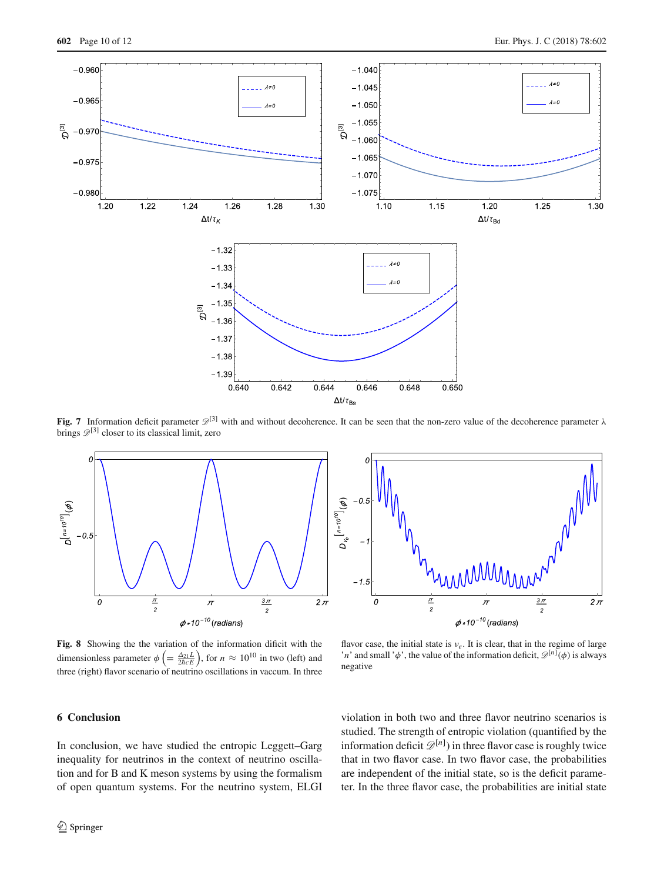**Fig. 7** Information deficit parameter $\mathscr{D}^{[3]}$ with and without decoherence. It can be seen that the non-zero value of the decoherence parameter λ brings $\mathscr{D}^{[3]}$ closer to its classical limit, zero

**Fig. 8** Showing the the variation of the information dificit with the dimensionless parameter $\phi \left(= \frac{\Delta_{21} L}{2\hbar c E}\right)$, for $n \approx 10^{10}$ in two (left) and three (right) flavor scenario of neutrino oscillations in vaccum. In three flavor case, the initial state is $\nu_e$. It is clear, that in the regime of large '$n$' and small '$\phi$', the value of the information deficit, $\mathscr{D}^{[n]}(\phi)$ is always negative

## 6 Conclusion

In conclusion, we have studied the entropic Leggett–Garg inequality for neutrinos in the context of neutrino oscillation and for B and K meson systems by using the formalism of open quantum systems. For the neutrino system, ELGI violation in both two and three flavor neutrino scenarios is studied. The strength of entropic violation (quantified by the information deficit $\mathscr{D}^{[n]}$) in three flavor case is roughly twice that in two flavor case. In two flavor case, the probabilities are independent of the initial state, so is the deficit parameter. In the three flavor case, the probabilities are initial state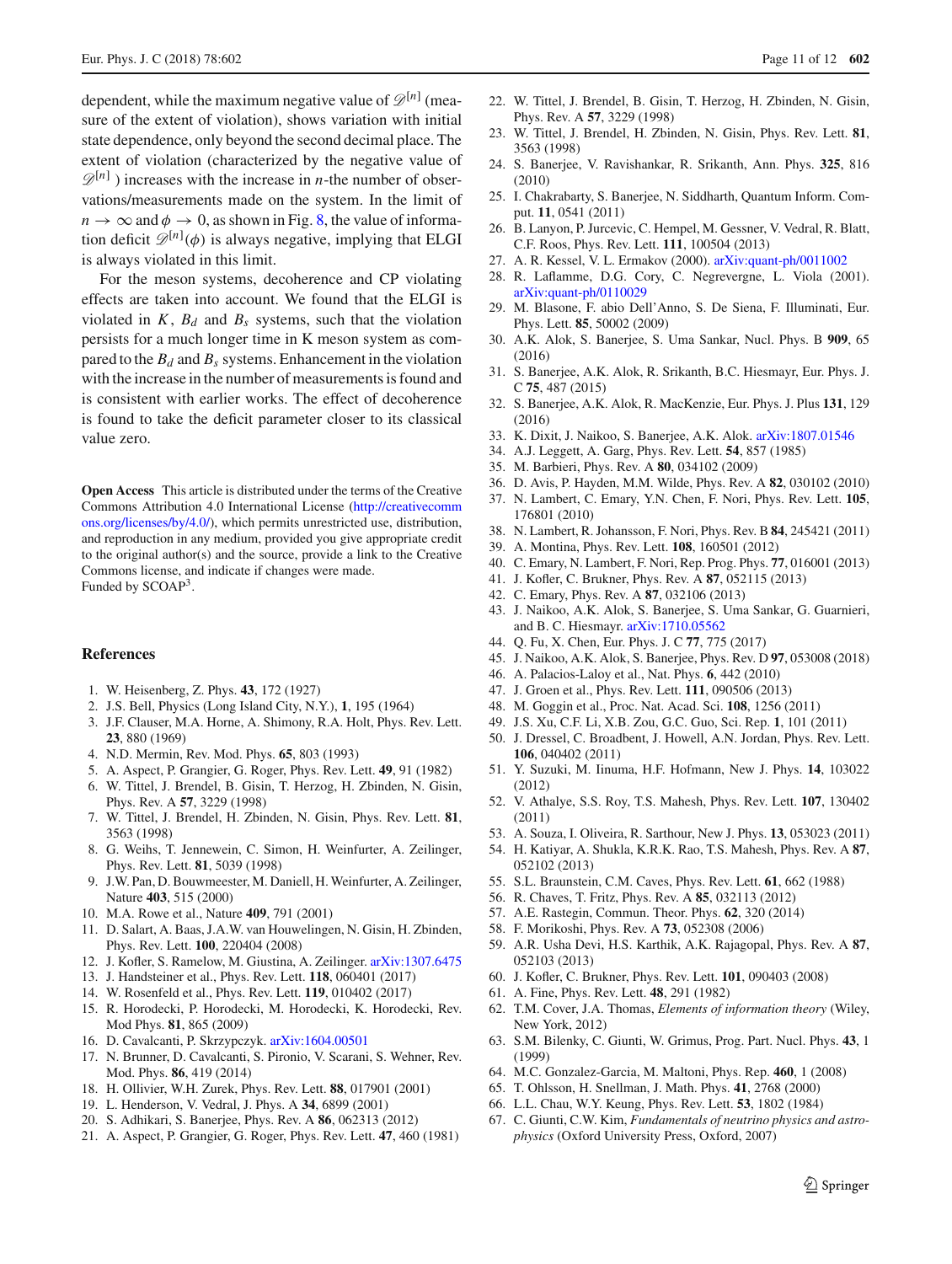dependent, while the maximum negative value of $\mathscr{D}^{[n]}$ (measure of the extent of violation), shows variation with initial state dependence, only beyond the second decimal place. The extent of violation (characterized by the negative value of $\mathscr{D}^{[n]}$ ) increases with the increase in $n$-the number of observations/measurements made on the system. In the limit of $n \to \infty$ and $\phi \to 0$, as shown in Fig. 8, the value of information deficit $\mathscr{D}^{[n]}(\phi)$ is always negative, implying that ELGI is always violated in this limit.

For the meson systems, decoherence and CP violating effects are taken into account. We found that the ELGI is violated in $K$, $B_d$ and $B_s$ systems, such that the violation persists for a much longer time in K meson system as compared to the $B_d$ and $B_s$ systems. Enhancement in the violation with the increase in the number of measurements is found and is consistent with earlier works. The effect of decoherence is found to take the deficit parameter closer to its classical value zero.

**Open Access** This article is distributed under the terms of the Creative Commons Attribution 4.0 International License (http://creativecommons.org/licenses/by/4.0/), which permits unrestricted use, distribution, and reproduction in any medium, provided you give appropriate credit to the original author(s) and the source, provide a link to the Creative Commons license, and indicate if changes were made.
Funded by SCOAP$^3$.

## References

1. W. Heisenberg, Z. Phys. **43**, 172 (1927)
2. J.S. Bell, Physics (Long Island City, N.Y.), **1**, 195 (1964)
3. J.F. Clauser, M.A. Horne, A. Shimony, R.A. Holt, Phys. Rev. Lett. **23**, 880 (1969)
4. N.D. Mermin, Rev. Mod. Phys. **65**, 803 (1993)
5. A. Aspect, P. Grangier, G. Roger, Phys. Rev. Lett. **49**, 91 (1982)
6. W. Tittel, J. Brendel, B. Gisin, T. Herzog, H. Zbinden, N. Gisin, Phys. Rev. A **57**, 3229 (1998)
7. W. Tittel, J. Brendel, H. Zbinden, N. Gisin, Phys. Rev. Lett. **81**, 3563 (1998)
8. G. Weihs, T. Jennewein, C. Simon, H. Weinfurter, A. Zeilinger, Phys. Rev. Lett. **81**, 5039 (1998)
9. J.W. Pan, D. Bouwmeester, M. Daniell, H. Weinfurter, A. Zeilinger, Nature **403**, 515 (2000)
10. M.A. Rowe et al., Nature **409**, 791 (2001)
11. D. Salart, A. Baas, J.A.W. van Houwelingen, N. Gisin, H. Zbinden, Phys. Rev. Lett. **100**, 220404 (2008)
12. J. Kofler, S. Ramelow, M. Giustina, A. Zeilinger. arXiv:1307.6475
13. J. Handsteiner et al., Phys. Rev. Lett. **118**, 060401 (2017)
14. W. Rosenfeld et al., Phys. Rev. Lett. **119**, 010402 (2017)
15. R. Horodecki, P. Horodecki, M. Horodecki, K. Horodecki, Rev. Mod Phys. **81**, 865 (2009)
16. D. Cavalcanti, P. Skrzypczyk. arXiv:1604.00501
17. N. Brunner, D. Cavalcanti, S. Pironio, V. Scarani, S. Wehner, Rev. Mod. Phys. **86**, 419 (2014)
18. H. Ollivier, W.H. Zurek, Phys. Rev. Lett. **88**, 017901 (2001)
19. L. Henderson, V. Vedral, J. Phys. A **34**, 6899 (2001)
20. S. Adhikari, S. Banerjee, Phys. Rev. A **86**, 062313 (2012)
21. A. Aspect, P. Grangier, G. Roger, Phys. Rev. Lett. **47**, 460 (1981)
22. W. Tittel, J. Brendel, B. Gisin, T. Herzog, H. Zbinden, N. Gisin, Phys. Rev. A **57**, 3229 (1998)
23. W. Tittel, J. Brendel, H. Zbinden, N. Gisin, Phys. Rev. Lett. **81**, 3563 (1998)
24. S. Banerjee, V. Ravishankar, R. Srikanth, Ann. Phys. **325**, 816 (2010)
25. I. Chakrabarty, S. Banerjee, N. Siddharth, Quantum Inform. Comput. **11**, 0541 (2011)
26. B. Lanyon, P. Jurcevic, C. Hempel, M. Gessner, V. Vedral, R. Blatt, C.F. Roos, Phys. Rev. Lett. **111**, 100504 (2013)
27. A. R. Kessel, V. L. Ermakov (2000). arXiv:quant-ph/0011002
28. R. Laflamme, D.G. Cory, C. Negrevergne, L. Viola (2001). arXiv:quant-ph/0110029
29. M. Blasone, F. abio Dell'Anno, S. De Siena, F. Illuminati, Eur. Phys. Lett. **85**, 50002 (2009)
30. A.K. Alok, S. Banerjee, S. Uma Sankar, Nucl. Phys. B **909**, 65 (2016)
31. S. Banerjee, A.K. Alok, R. Srikanth, B.C. Hiesmayr, Eur. Phys. J. C **75**, 487 (2015)
32. S. Banerjee, A.K. Alok, R. MacKenzie, Eur. Phys. J. Plus **131**, 129 (2016)
33. K. Dixit, J. Naikoo, S. Banerjee, A.K. Alok. arXiv:1807.01546
34. A.J. Leggett, A. Garg, Phys. Rev. Lett. **54**, 857 (1985)
35. M. Barbieri, Phys. Rev. A **80**, 034102 (2009)
36. D. Avis, P. Hayden, M.M. Wilde, Phys. Rev. A **82**, 030102 (2010)
37. N. Lambert, C. Emary, Y.N. Chen, F. Nori, Phys. Rev. Lett. **105**, 176801 (2010)
38. N. Lambert, R. Johansson, F. Nori, Phys. Rev. B **84**, 245421 (2011)
39. A. Montina, Phys. Rev. Lett. **108**, 160501 (2012)
40. C. Emary, N. Lambert, F. Nori, Rep. Prog. Phys. **77**, 016001 (2013)
41. J. Kofler, C. Brukner, Phys. Rev. A **87**, 052115 (2013)
42. C. Emary, Phys. Rev. A **87**, 032106 (2013)
43. J. Naikoo, A.K. Alok, S. Banerjee, S. Uma Sankar, G. Guarnieri, and B. C. Hiesmayr. arXiv:1710.05562
44. Q. Fu, X. Chen, Eur. Phys. J. C **77**, 775 (2017)
45. J. Naikoo, A.K. Alok, S. Banerjee, Phys. Rev. D **97**, 053008 (2018)
46. A. Palacios-Laloy et al., Nat. Phys. **6**, 442 (2010)
47. J. Groen et al., Phys. Rev. Lett. **111**, 090506 (2013)
48. M. Goggin et al., Proc. Nat. Acad. Sci. **108**, 1256 (2011)
49. J.S. Xu, C.F. Li, X.B. Zou, G.C. Guo, Sci. Rep. **1**, 101 (2011)
50. J. Dressel, C. Broadbent, J. Howell, A.N. Jordan, Phys. Rev. Lett. **106**, 040402 (2011)
51. Y. Suzuki, M. Iinuma, H.F. Hofmann, New J. Phys. **14**, 103022 (2012)
52. V. Athalye, S.S. Roy, T.S. Mahesh, Phys. Rev. Lett. **107**, 130402 (2011)
53. A. Souza, I. Oliveira, R. Sarthour, New J. Phys. **13**, 053023 (2011)
54. H. Katiyar, A. Shukla, K.R.K. Rao, T.S. Mahesh, Phys. Rev. A **87**, 052102 (2013)
55. S.L. Braunstein, C.M. Caves, Phys. Rev. Lett. **61**, 662 (1988)
56. R. Chaves, T. Fritz, Phys. Rev. A **85**, 032113 (2012)
57. A.E. Rastegin, Commun. Theor. Phys. **62**, 320 (2014)
58. F. Morikoshi, Phys. Rev. A **73**, 052308 (2006)
59. A.R. Usha Devi, H.S. Karthik, A.K. Rajagopal, Phys. Rev. A **87**, 052103 (2013)
60. J. Kofler, C. Brukner, Phys. Rev. Lett. **101**, 090403 (2008)
61. A. Fine, Phys. Rev. Lett. **48**, 291 (1982)
62. T.M. Cover, J.A. Thomas, *Elements of information theory* (Wiley, New York, 2012)
63. S.M. Bilenky, C. Giunti, W. Grimus, Prog. Part. Nucl. Phys. **43**, 1 (1999)
64. M.C. Gonzalez-Garcia, M. Maltoni, Phys. Rep. **460**, 1 (2008)
65. T. Ohlsson, H. Snellman, J. Math. Phys. **41**, 2768 (2000)
66. L.L. Chau, W.Y. Keung, Phys. Rev. Lett. **53**, 1802 (1984)
67. C. Giunti, C.W. Kim, *Fundamentals of neutrino physics and astrophysics* (Oxford University Press, Oxford, 2007)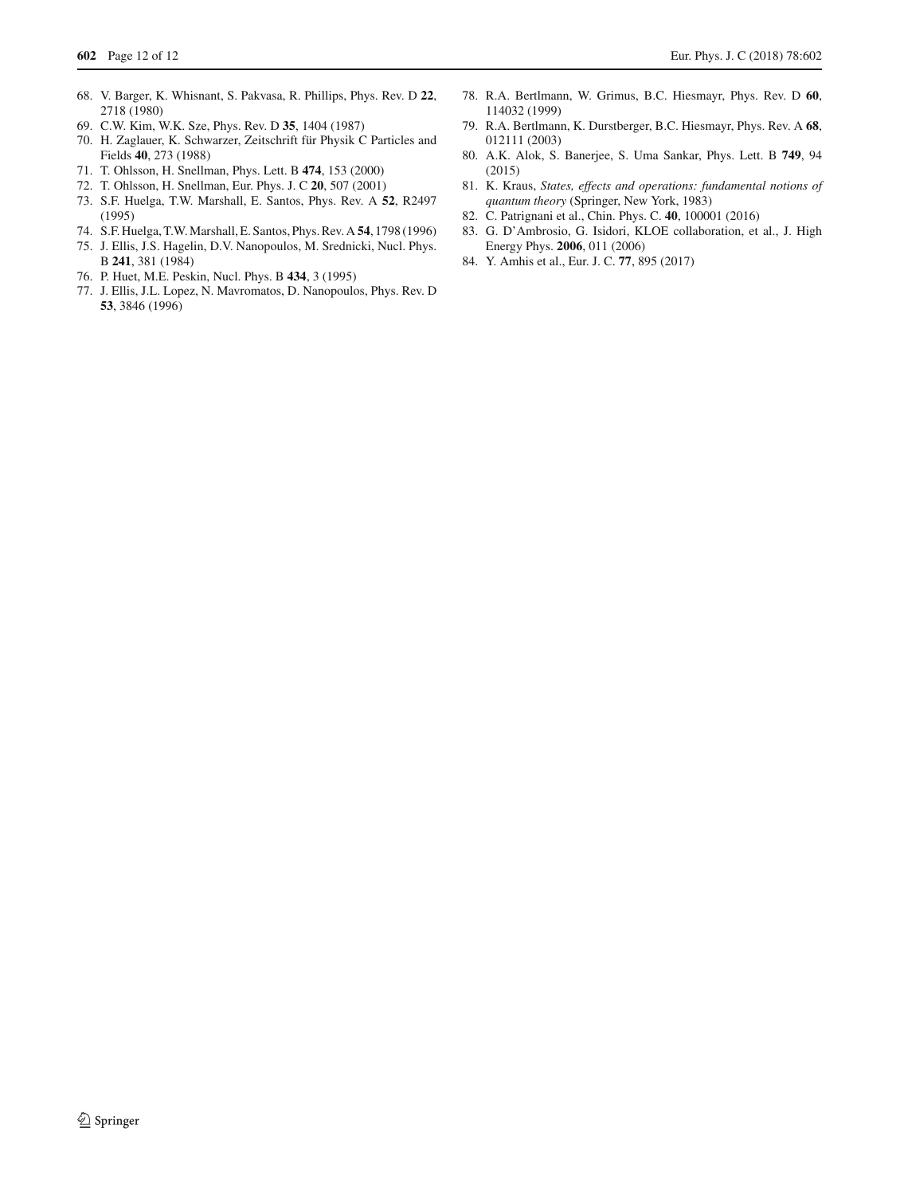68. V. Barger, K. Whisnant, S. Pakvasa, R. Phillips, Phys. Rev. D **22**, 2718 (1980)
69. C.W. Kim, W.K. Sze, Phys. Rev. D **35**, 1404 (1987)
70. H. Zaglauer, K. Schwarzer, Zeitschrift für Physik C Particles and Fields **40**, 273 (1988)
71. T. Ohlsson, H. Snellman, Phys. Lett. B **474**, 153 (2000)
72. T. Ohlsson, H. Snellman, Eur. Phys. J. C **20**, 507 (2001)
73. S.F. Huelga, T.W. Marshall, E. Santos, Phys. Rev. A **52**, R2497 (1995)
74. S.F. Huelga, T.W. Marshall, E. Santos, Phys. Rev. A **54**, 1798 (1996)
75. J. Ellis, J.S. Hagelin, D.V. Nanopoulos, M. Srednicki, Nucl. Phys. B **241**, 381 (1984)
76. P. Huet, M.E. Peskin, Nucl. Phys. B **434**, 3 (1995)
77. J. Ellis, J.L. Lopez, N. Mavromatos, D. Nanopoulos, Phys. Rev. D **53**, 3846 (1996)
78. R.A. Bertlmann, W. Grimus, B.C. Hiesmayr, Phys. Rev. D **60**, 114032 (1999)
79. R.A. Bertlmann, K. Durstberger, B.C. Hiesmayr, Phys. Rev. A **68**, 012111 (2003)
80. A.K. Alok, S. Banerjee, S. Uma Sankar, Phys. Lett. B **749**, 94 (2015)
81. K. Kraus, *States, effects and operations: fundamental notions of quantum theory* (Springer, New York, 1983)
82. C. Patrignani et al., Chin. Phys. C. **40**, 100001 (2016)
83. G. D'Ambrosio, G. Isidori, KLOE collaboration, et al., J. High Energy Phys. **2006**, 011 (2006)
84. Y. Amhis et al., Eur. J. C. **77**, 895 (2017)